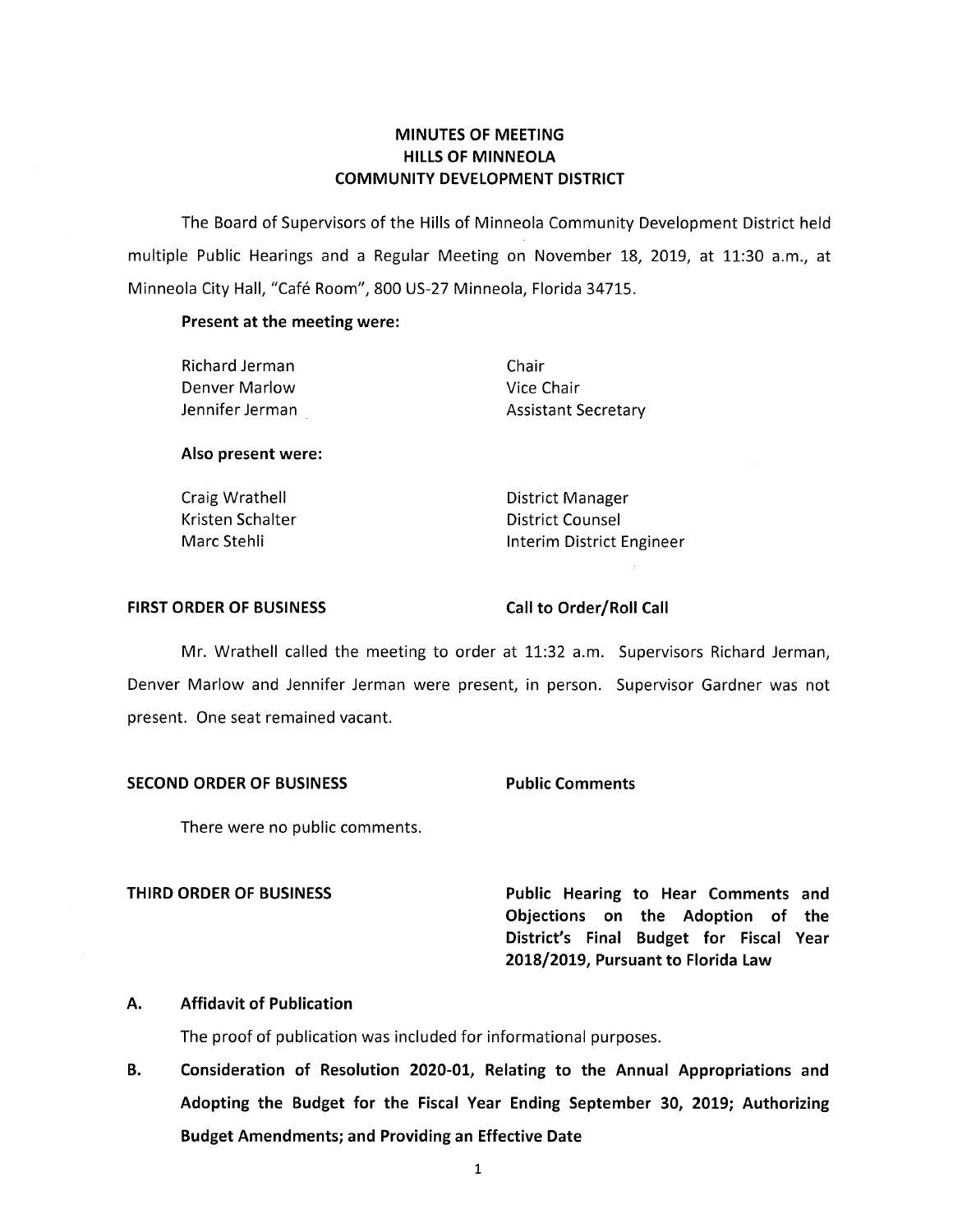# MINUTES OF MEETING
# HILLS OF MINNEOLA
# COMMUNITY DEVELOPMENT DISTRICT

The Board of Supervisors of the Hills of Minneola Community Development District held multiple Public Hearings and a Regular Meeting on November 18, 2019, at 11:30 a.m., at Minneola City Hall, "Café Room", 800 US-27 Minneola, Florida 34715.

**Present at the meeting were:**

| | |
|---|---|
| Richard Jerman | Chair |
| Denver Marlow | Vice Chair |
| Jennifer Jerman | Assistant Secretary |

**Also present were:**

| | |
|---|---|
| Craig Wrathell | District Manager |
| Kristen Schalter | District Counsel |
| Marc Stehli | Interim District Engineer |

**FIRST ORDER OF BUSINESS** **Call to Order/Roll Call**

Mr. Wrathell called the meeting to order at 11:32 a.m. Supervisors Richard Jerman, Denver Marlow and Jennifer Jerman were present, in person. Supervisor Gardner was not present. One seat remained vacant.

**SECOND ORDER OF BUSINESS** **Public Comments**

There were no public comments.

**THIRD ORDER OF BUSINESS** **Public Hearing to Hear Comments and Objections on the Adoption of the District's Final Budget for Fiscal Year 2018/2019, Pursuant to Florida Law**

**A. Affidavit of Publication**

The proof of publication was included for informational purposes.

**B. Consideration of Resolution 2020-01, Relating to the Annual Appropriations and Adopting the Budget for the Fiscal Year Ending September 30, 2019; Authorizing Budget Amendments; and Providing an Effective Date**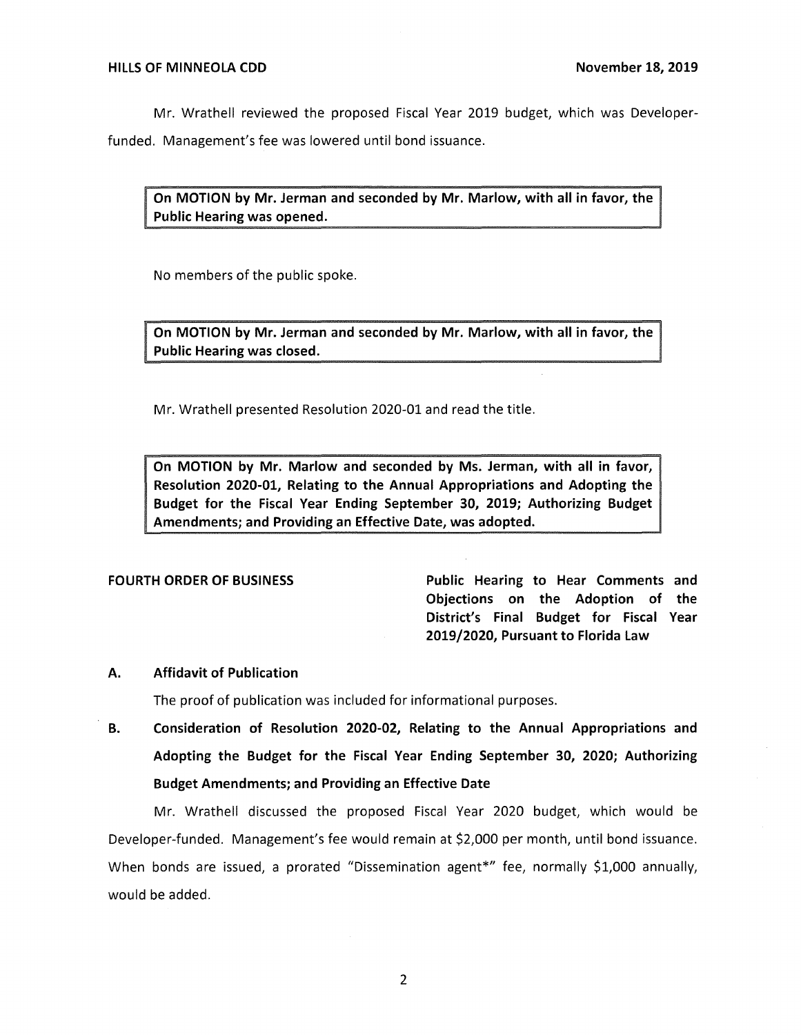Mr. Wrathell reviewed the proposed Fiscal Year 2019 budget, which was Developer-funded. Management's fee was lowered until bond issuance.

**On MOTION by Mr. Jerman and seconded by Mr. Marlow, with all in favor, the Public Hearing was opened.**

No members of the public spoke.

**On MOTION by Mr. Jerman and seconded by Mr. Marlow, with all in favor, the Public Hearing was closed.**

Mr. Wrathell presented Resolution 2020-01 and read the title.

**On MOTION by Mr. Marlow and seconded by Ms. Jerman, with all in favor, Resolution 2020-01, Relating to the Annual Appropriations and Adopting the Budget for the Fiscal Year Ending September 30, 2019; Authorizing Budget Amendments; and Providing an Effective Date, was adopted.**

**FOURTH ORDER OF BUSINESS** **Public Hearing to Hear Comments and Objections on the Adoption of the District's Final Budget for Fiscal Year 2019/2020, Pursuant to Florida Law**

**A. Affidavit of Publication**

The proof of publication was included for informational purposes.

**B. Consideration of Resolution 2020-02, Relating to the Annual Appropriations and Adopting the Budget for the Fiscal Year Ending September 30, 2020; Authorizing Budget Amendments; and Providing an Effective Date**

Mr. Wrathell discussed the proposed Fiscal Year 2020 budget, which would be Developer-funded. Management's fee would remain at $2,000 per month, until bond issuance. When bonds are issued, a prorated "Dissemination agent*" fee, normally $1,000 annually, would be added.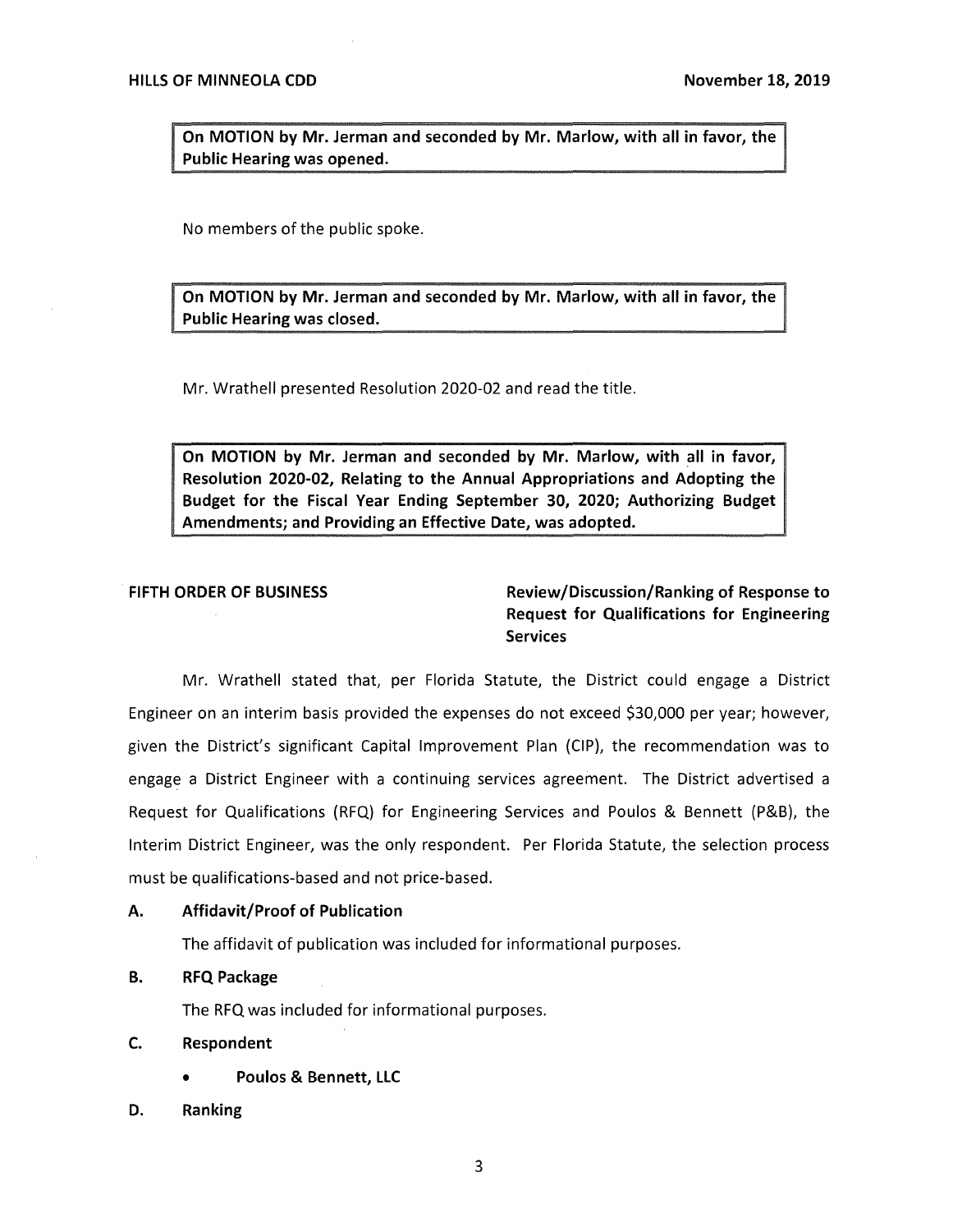**On MOTION by Mr. Jerman and seconded by Mr. Marlow, with all in favor, the Public Hearing was opened.**

No members of the public spoke.

**On MOTION by Mr. Jerman and seconded by Mr. Marlow, with all in favor, the Public Hearing was closed.**

Mr. Wrathell presented Resolution 2020-02 and read the title.

**On MOTION by Mr. Jerman and seconded by Mr. Marlow, with all in favor, Resolution 2020-02, Relating to the Annual Appropriations and Adopting the Budget for the Fiscal Year Ending September 30, 2020; Authorizing Budget Amendments; and Providing an Effective Date, was adopted.**

**FIFTH ORDER OF BUSINESS** **Review/Discussion/Ranking of Response to Request for Qualifications for Engineering Services**

Mr. Wrathell stated that, per Florida Statute, the District could engage a District Engineer on an interim basis provided the expenses do not exceed $30,000 per year; however, given the District's significant Capital Improvement Plan (CIP), the recommendation was to engage a District Engineer with a continuing services agreement. The District advertised a Request for Qualifications (RFQ) for Engineering Services and Poulos & Bennett (P&B), the Interim District Engineer, was the only respondent. Per Florida Statute, the selection process must be qualifications-based and not price-based.

**A. Affidavit/Proof of Publication**

The affidavit of publication was included for informational purposes.

**B. RFQ Package**

The RFQ was included for informational purposes.

**C. Respondent**

- **Poulos & Bennett, LLC**

**D. Ranking**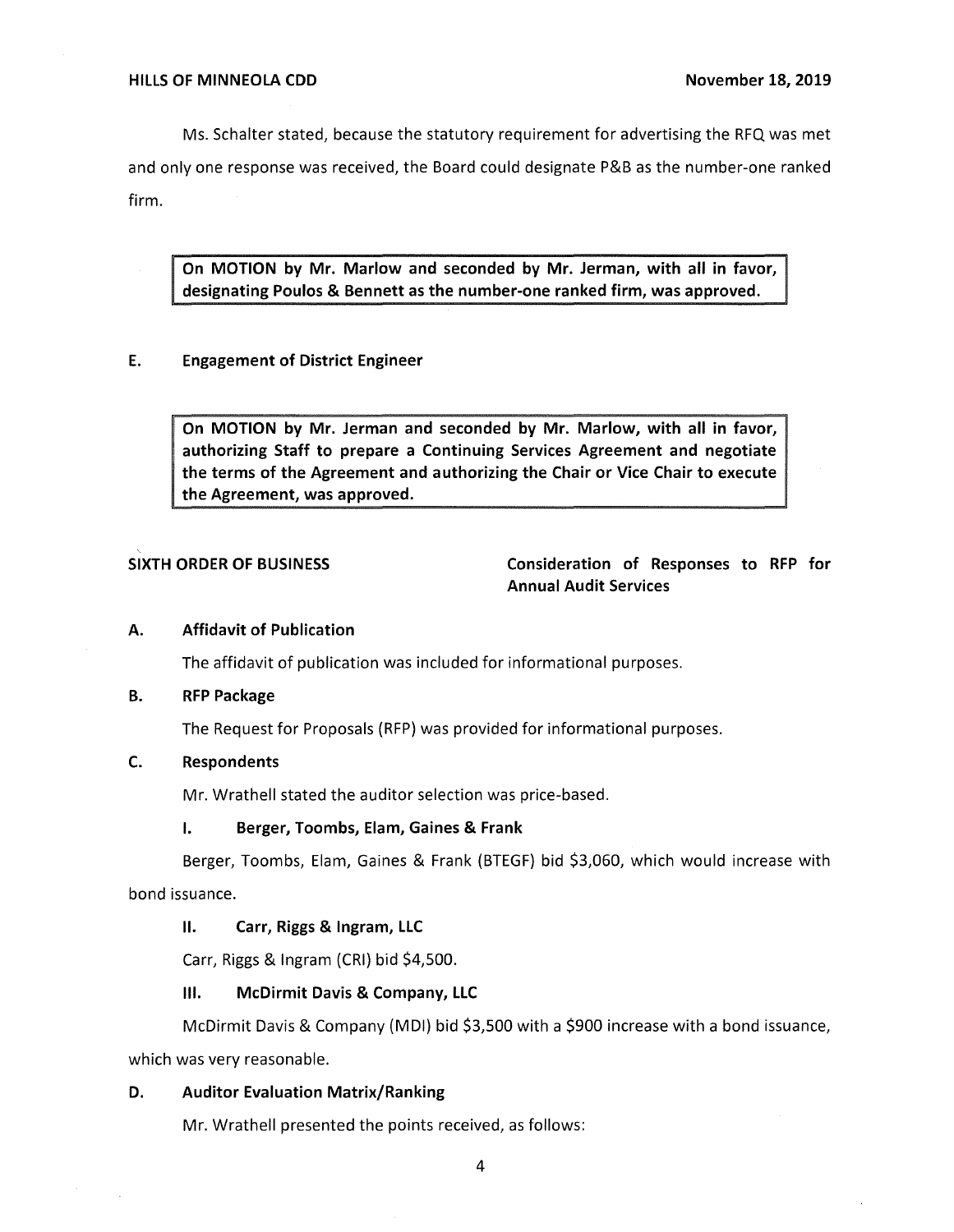Ms. Schalter stated, because the statutory requirement for advertising the RFQ was met and only one response was received, the Board could designate P&B as the number-one ranked firm.

> **On MOTION by Mr. Marlow and seconded by Mr. Jerman, with all in favor, designating Poulos & Bennett as the number-one ranked firm, was approved.**

**E. Engagement of District Engineer**

> **On MOTION by Mr. Jerman and seconded by Mr. Marlow, with all in favor, authorizing Staff to prepare a Continuing Services Agreement and negotiate the terms of the Agreement and authorizing the Chair or Vice Chair to execute the Agreement, was approved.**

**SIXTH ORDER OF BUSINESS** — **Consideration of Responses to RFP for Annual Audit Services**

**A. Affidavit of Publication**

The affidavit of publication was included for informational purposes.

**B. RFP Package**

The Request for Proposals (RFP) was provided for informational purposes.

**C. Respondents**

Mr. Wrathell stated the auditor selection was price-based.

**I. Berger, Toombs, Elam, Gaines & Frank**

Berger, Toombs, Elam, Gaines & Frank (BTEGF) bid $3,060, which would increase with bond issuance.

**II. Carr, Riggs & Ingram, LLC**

Carr, Riggs & Ingram (CRI) bid $4,500.

**III. McDirmit Davis & Company, LLC**

McDirmit Davis & Company (MDI) bid $3,500 with a $900 increase with a bond issuance, which was very reasonable.

**D. Auditor Evaluation Matrix/Ranking**

Mr. Wrathell presented the points received, as follows: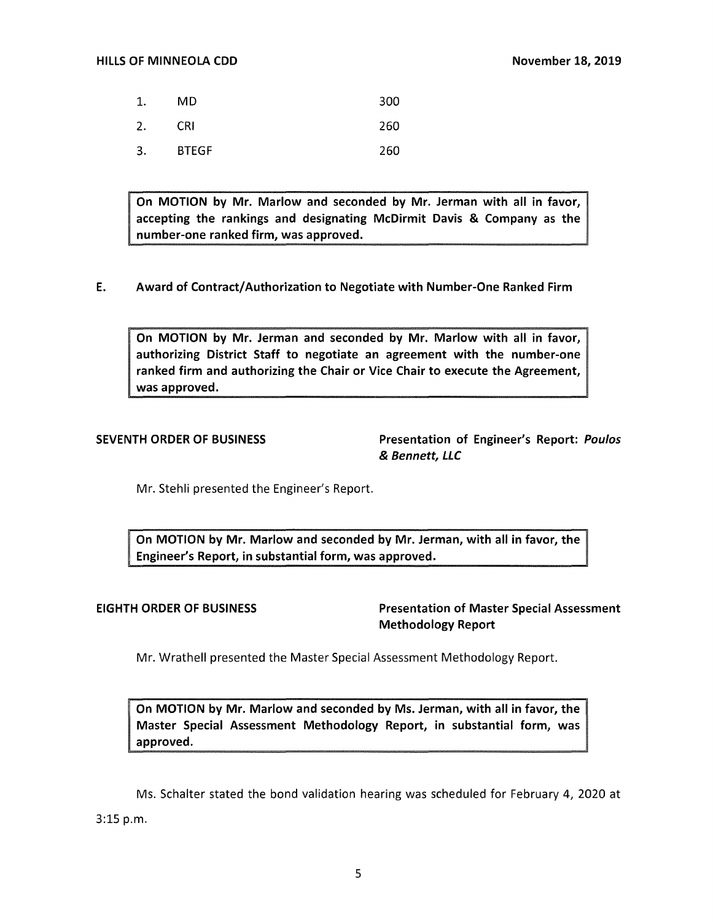| | | |
|---|---|---|
| 1. | MD | 300 |
| 2. | CRI | 260 |
| 3. | BTEGF | 260 |

**On MOTION by Mr. Marlow and seconded by Mr. Jerman with all in favor, accepting the rankings and designating McDirmit Davis & Company as the number-one ranked firm, was approved.**

**E. Award of Contract/Authorization to Negotiate with Number-One Ranked Firm**

**On MOTION by Mr. Jerman and seconded by Mr. Marlow with all in favor, authorizing District Staff to negotiate an agreement with the number-one ranked firm and authorizing the Chair or Vice Chair to execute the Agreement, was approved.**

**SEVENTH ORDER OF BUSINESS** **Presentation of Engineer's Report: *Poulos & Bennett, LLC***

Mr. Stehli presented the Engineer's Report.

**On MOTION by Mr. Marlow and seconded by Mr. Jerman, with all in favor, the Engineer's Report, in substantial form, was approved.**

**EIGHTH ORDER OF BUSINESS** **Presentation of Master Special Assessment Methodology Report**

Mr. Wrathell presented the Master Special Assessment Methodology Report.

**On MOTION by Mr. Marlow and seconded by Ms. Jerman, with all in favor, the Master Special Assessment Methodology Report, in substantial form, was approved.**

Ms. Schalter stated the bond validation hearing was scheduled for February 4, 2020 at 3:15 p.m.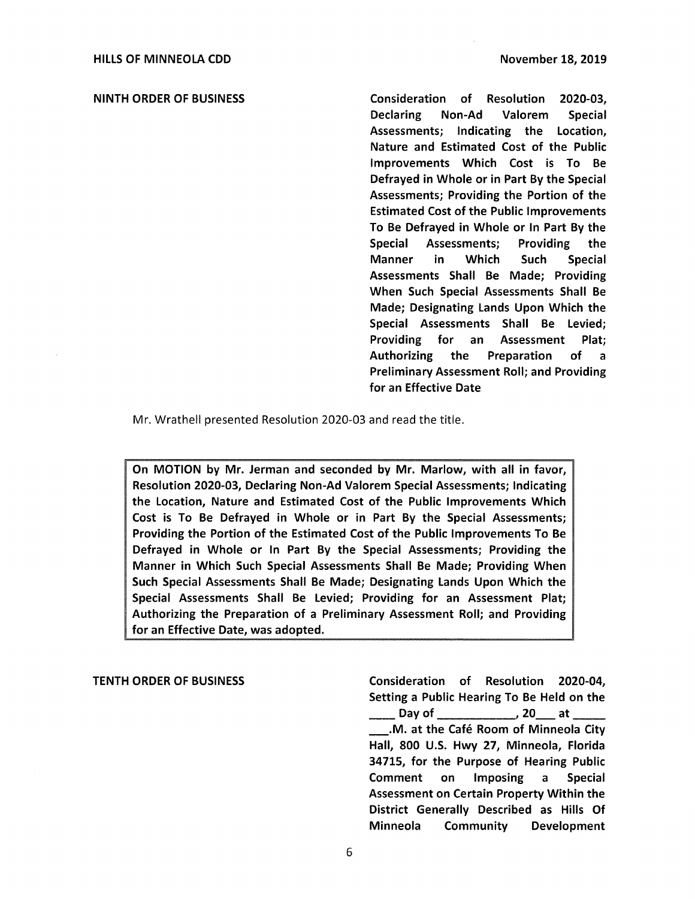**NINTH ORDER OF BUSINESS**

**Consideration of Resolution 2020-03, Declaring Non-Ad Valorem Special Assessments; Indicating the Location, Nature and Estimated Cost of the Public Improvements Which Cost is To Be Defrayed in Whole or in Part By the Special Assessments; Providing the Portion of the Estimated Cost of the Public Improvements To Be Defrayed in Whole or In Part By the Special Assessments; Providing the Manner in Which Such Special Assessments Shall Be Made; Providing When Such Special Assessments Shall Be Made; Designating Lands Upon Which the Special Assessments Shall Be Levied; Providing for an Assessment Plat; Authorizing the Preparation of a Preliminary Assessment Roll; and Providing for an Effective Date**

Mr. Wrathell presented Resolution 2020-03 and read the title.

> **On MOTION by Mr. Jerman and seconded by Mr. Marlow, with all in favor, Resolution 2020-03, Declaring Non-Ad Valorem Special Assessments; Indicating the Location, Nature and Estimated Cost of the Public Improvements Which Cost is To Be Defrayed in Whole or in Part By the Special Assessments; Providing the Portion of the Estimated Cost of the Public Improvements To Be Defrayed in Whole or In Part By the Special Assessments; Providing the Manner in Which Such Special Assessments Shall Be Made; Providing When Such Special Assessments Shall Be Made; Designating Lands Upon Which the Special Assessments Shall Be Levied; Providing for an Assessment Plat; Authorizing the Preparation of a Preliminary Assessment Roll; and Providing for an Effective Date, was adopted.**

**TENTH ORDER OF BUSINESS**

**Consideration of Resolution 2020-04, Setting a Public Hearing To Be Held on the ____ Day of ___________, 20___ at _____ ___.M. at the Café Room of Minneola City Hall, 800 U.S. Hwy 27, Minneola, Florida 34715, for the Purpose of Hearing Public Comment on Imposing a Special Assessment on Certain Property Within the District Generally Described as Hills Of Minneola Community Development**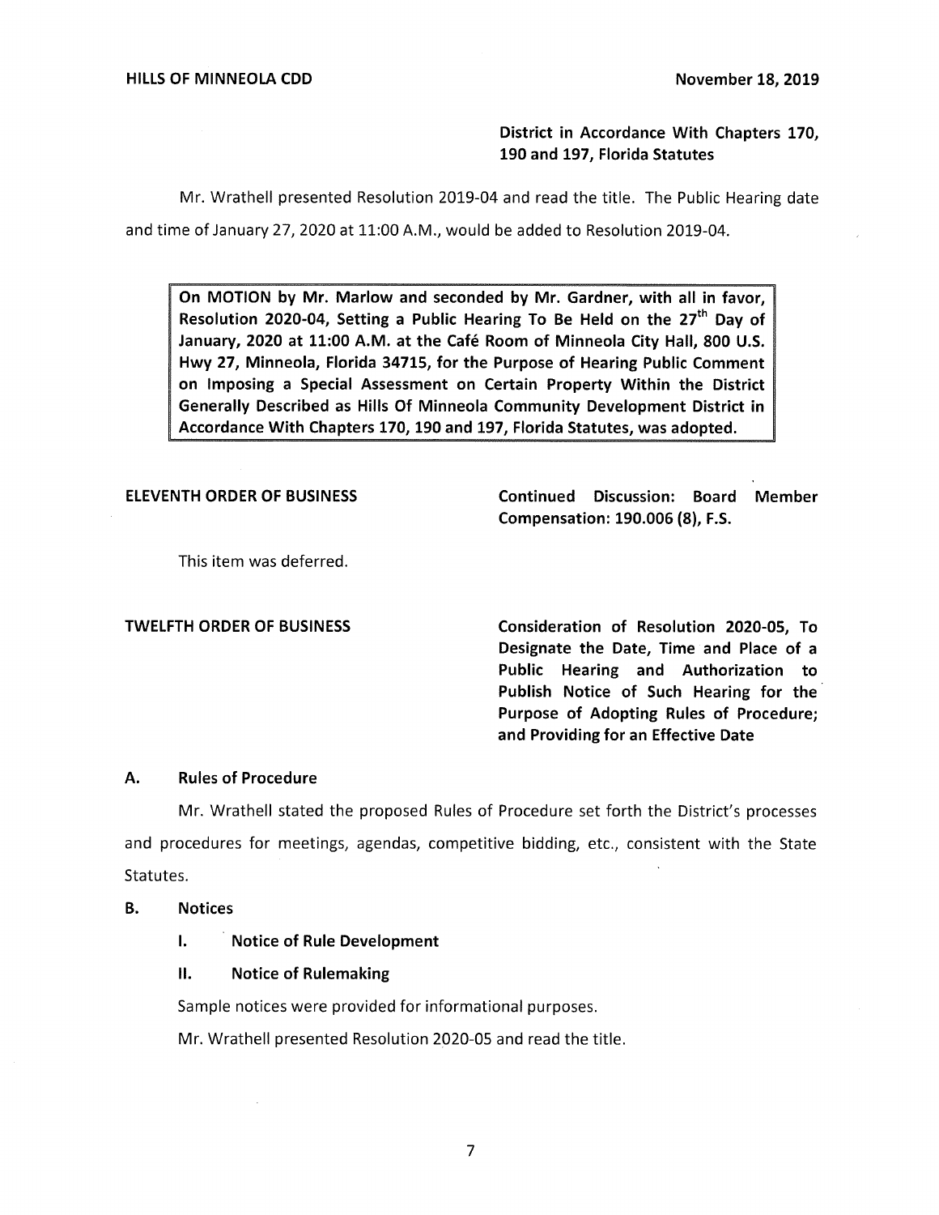District in Accordance With Chapters 170, 190 and 197, Florida Statutes

Mr. Wrathell presented Resolution 2019-04 and read the title. The Public Hearing date and time of January 27, 2020 at 11:00 A.M., would be added to Resolution 2019-04.

> **On MOTION by Mr. Marlow and seconded by Mr. Gardner, with all in favor, Resolution 2020-04, Setting a Public Hearing To Be Held on the 27th Day of January, 2020 at 11:00 A.M. at the Café Room of Minneola City Hall, 800 U.S. Hwy 27, Minneola, Florida 34715, for the Purpose of Hearing Public Comment on Imposing a Special Assessment on Certain Property Within the District Generally Described as Hills Of Minneola Community Development District in Accordance With Chapters 170, 190 and 197, Florida Statutes, was adopted.**

**ELEVENTH ORDER OF BUSINESS** — **Continued Discussion: Board Member Compensation: 190.006 (8), F.S.**

This item was deferred.

**TWELFTH ORDER OF BUSINESS** — **Consideration of Resolution 2020-05, To Designate the Date, Time and Place of a Public Hearing and Authorization to Publish Notice of Such Hearing for the Purpose of Adopting Rules of Procedure; and Providing for an Effective Date**

**A. Rules of Procedure**

Mr. Wrathell stated the proposed Rules of Procedure set forth the District's processes and procedures for meetings, agendas, competitive bidding, etc., consistent with the State Statutes.

**B. Notices**

- **I. Notice of Rule Development**
- **II. Notice of Rulemaking**

Sample notices were provided for informational purposes.

Mr. Wrathell presented Resolution 2020-05 and read the title.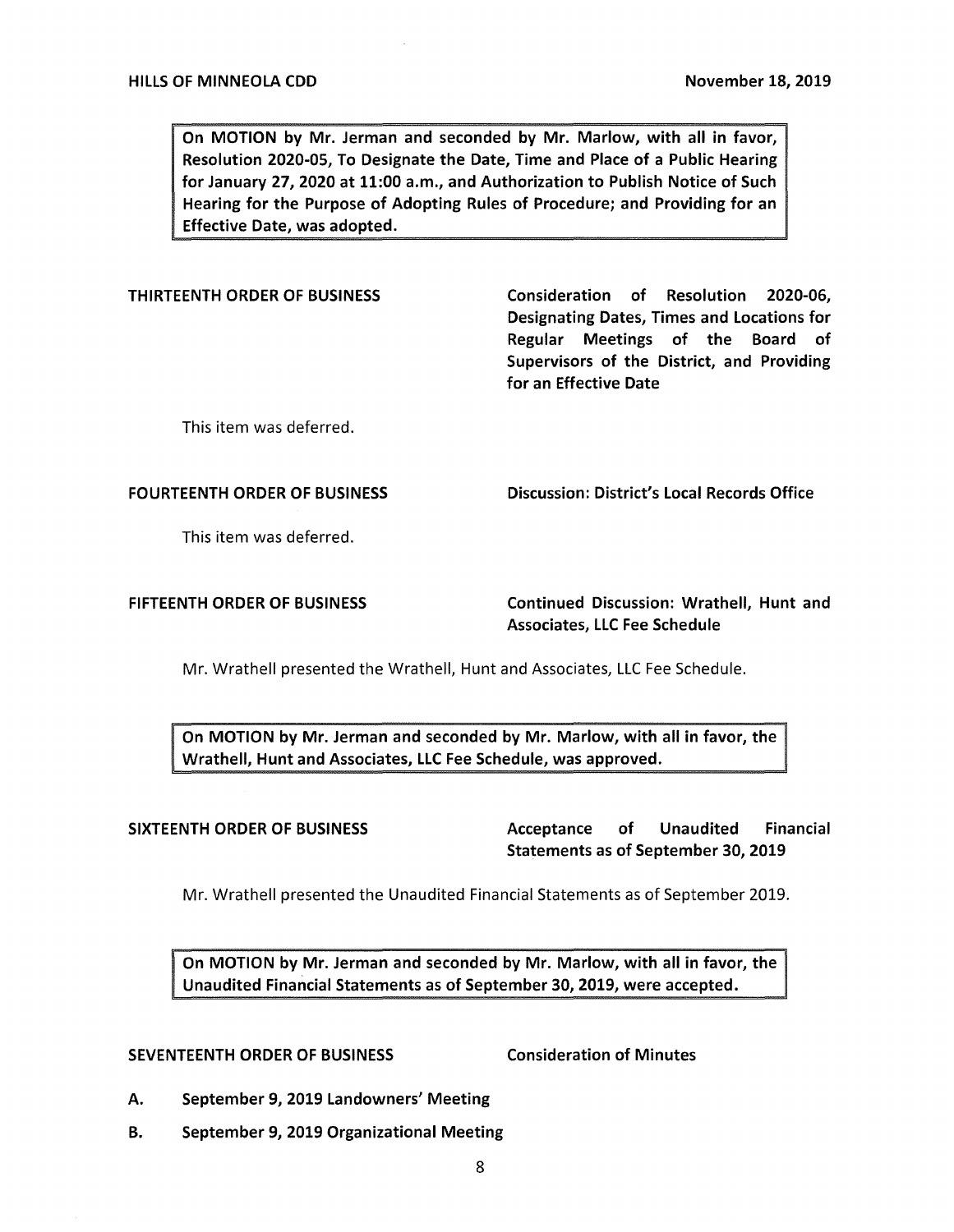**On MOTION by Mr. Jerman and seconded by Mr. Marlow, with all in favor, Resolution 2020-05, To Designate the Date, Time and Place of a Public Hearing for January 27, 2020 at 11:00 a.m., and Authorization to Publish Notice of Such Hearing for the Purpose of Adopting Rules of Procedure; and Providing for an Effective Date, was adopted.**

**THIRTEENTH ORDER OF BUSINESS** — **Consideration of Resolution 2020-06, Designating Dates, Times and Locations for Regular Meetings of the Board of Supervisors of the District, and Providing for an Effective Date**

This item was deferred.

**FOURTEENTH ORDER OF BUSINESS** — **Discussion: District's Local Records Office**

This item was deferred.

**FIFTEENTH ORDER OF BUSINESS** — **Continued Discussion: Wrathell, Hunt and Associates, LLC Fee Schedule**

Mr. Wrathell presented the Wrathell, Hunt and Associates, LLC Fee Schedule.

**On MOTION by Mr. Jerman and seconded by Mr. Marlow, with all in favor, the Wrathell, Hunt and Associates, LLC Fee Schedule, was approved.**

**SIXTEENTH ORDER OF BUSINESS** — **Acceptance of Unaudited Financial Statements as of September 30, 2019**

Mr. Wrathell presented the Unaudited Financial Statements as of September 2019.

**On MOTION by Mr. Jerman and seconded by Mr. Marlow, with all in favor, the Unaudited Financial Statements as of September 30, 2019, were accepted.**

**SEVENTEENTH ORDER OF BUSINESS** — **Consideration of Minutes**

**A. September 9, 2019 Landowners' Meeting**

**B. September 9, 2019 Organizational Meeting**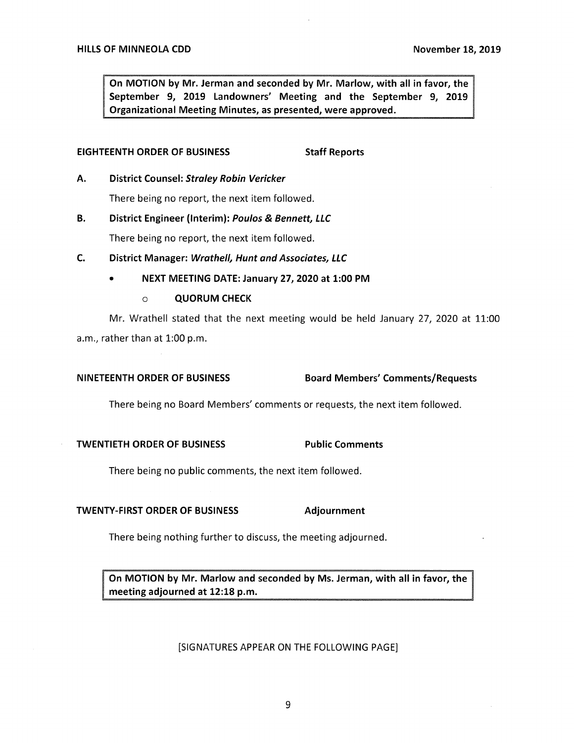**On MOTION by Mr. Jerman and seconded by Mr. Marlow, with all in favor, the September 9, 2019 Landowners' Meeting and the September 9, 2019 Organizational Meeting Minutes, as presented, were approved.**

**EIGHTEENTH ORDER OF BUSINESS** **Staff Reports**

**A. District Counsel: *Straley Robin Vericker***

There being no report, the next item followed.

**B. District Engineer (Interim): *Poulos & Bennett, LLC***

There being no report, the next item followed.

**C. District Manager: *Wrathell, Hunt and Associates, LLC***

- **NEXT MEETING DATE: January 27, 2020 at 1:00 PM**
  - **QUORUM CHECK**

Mr. Wrathell stated that the next meeting would be held January 27, 2020 at 11:00 a.m., rather than at 1:00 p.m.

**NINETEENTH ORDER OF BUSINESS** **Board Members' Comments/Requests**

There being no Board Members' comments or requests, the next item followed.

**TWENTIETH ORDER OF BUSINESS** **Public Comments**

There being no public comments, the next item followed.

**TWENTY-FIRST ORDER OF BUSINESS** **Adjournment**

There being nothing further to discuss, the meeting adjourned.

**On MOTION by Mr. Marlow and seconded by Ms. Jerman, with all in favor, the meeting adjourned at 12:18 p.m.**

[SIGNATURES APPEAR ON THE FOLLOWING PAGE]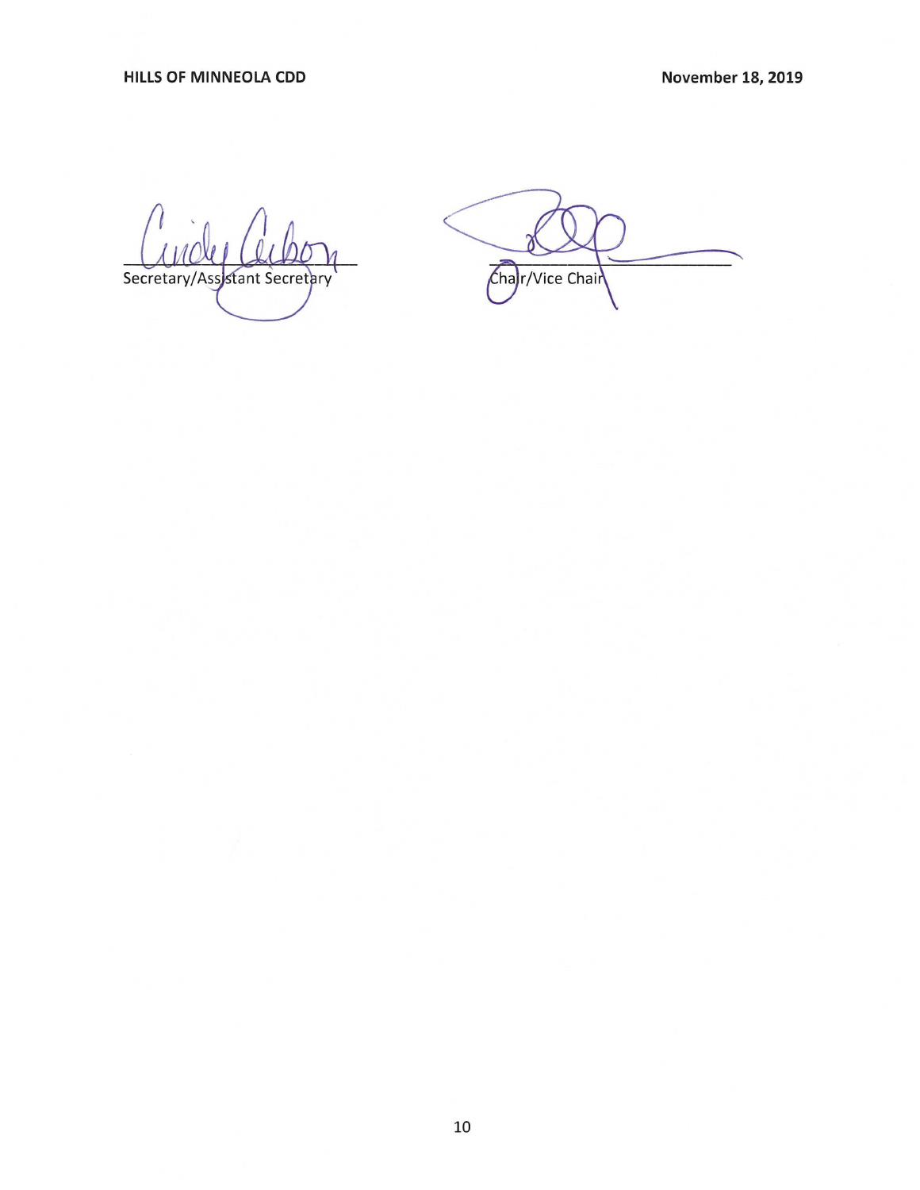Secretary/Assistant Secretary

Chair/Vice Chair